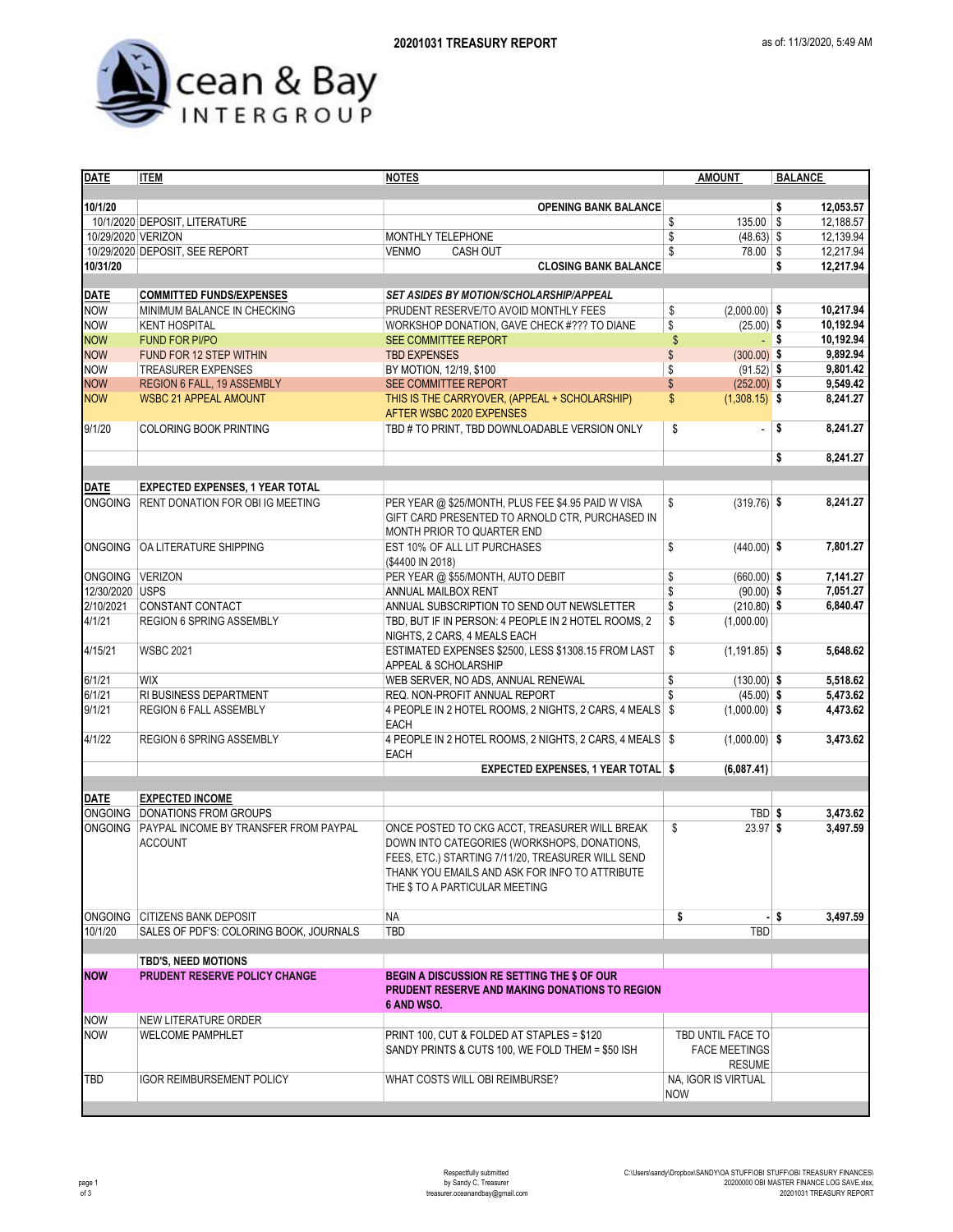# 20201031 TREASURY REPORT

as of: 11/3/2020, 5:49 AM

Ocean & Bay INTERGROUP

| DATE | ITEM | NOTES | AMOUNT | BALANCE |
|---|---|---|---|---|
| **10/1/20** | | **OPENING BANK BALANCE** | | **$ 12,053.57** |
| 10/1/2020 | DEPOSIT, LITERATURE | | $ 135.00 | $ 12,188.57 |
| 10/29/2020 | VERIZON | MONTHLY TELEPHONE | $ (48.63) | $ 12,139.94 |
| 10/29/2020 | DEPOSIT, SEE REPORT | VENMO CASH OUT | $ 78.00 | $ 12,217.94 |
| **10/31/20** | | **CLOSING BANK BALANCE** | | **$ 12,217.94** |
| **DATE** | **COMMITTED FUNDS/EXPENSES** | ***SET ASIDES BY MOTION/SCHOLARSHIP/APPEAL*** | | |
| NOW | MINIMUM BALANCE IN CHECKING | PRUDENT RESERVE/TO AVOID MONTHLY FEES | $ (2,000.00) | **$ 10,217.94** |
| NOW | KENT HOSPITAL | WORKSHOP DONATION, GAVE CHECK #??? TO DIANE | $ (25.00) | **$ 10,192.94** |
| NOW | FUND FOR PI/PO | SEE COMMITTEE REPORT | $ - | **$ 10,192.94** |
| NOW | FUND FOR 12 STEP WITHIN | TBD EXPENSES | $ (300.00) | **$ 9,892.94** |
| NOW | TREASURER EXPENSES | BY MOTION, 12/19, $100 | $ (91.52) | **$ 9,801.42** |
| NOW | REGION 6 FALL, 19 ASSEMBLY | SEE COMMITTEE REPORT | $ (252.00) | **$ 9,549.42** |
| NOW | WSBC 21 APPEAL AMOUNT | THIS IS THE CARRYOVER, (APPEAL + SCHOLARSHIP) AFTER WSBC 2020 EXPENSES | $ (1,308.15) | **$ 8,241.27** |
| 9/1/20 | COLORING BOOK PRINTING | TBD # TO PRINT, TBD DOWNLOADABLE VERSION ONLY | $ - | **$ 8,241.27** |
| | | | | **$ 8,241.27** |
| **DATE** | **EXPECTED EXPENSES, 1 YEAR TOTAL** | | | |
| ONGOING | RENT DONATION FOR OBI IG MEETING | PER YEAR @ $25/MONTH, PLUS FEE $4.95 PAID W VISA GIFT CARD PRESENTED TO ARNOLD CTR, PURCHASED IN MONTH PRIOR TO QUARTER END | $ (319.76) | **$ 8,241.27** |
| ONGOING | OA LITERATURE SHIPPING | EST 10% OF ALL LIT PURCHASES ($4400 IN 2018) | $ (440.00) | **$ 7,801.27** |
| ONGOING | VERIZON | PER YEAR @ $55/MONTH, AUTO DEBIT | $ (660.00) | **$ 7,141.27** |
| 12/30/2020 | USPS | ANNUAL MAILBOX RENT | $ (90.00) | **$ 7,051.27** |
| 2/10/2021 | CONSTANT CONTACT | ANNUAL SUBSCRIPTION TO SEND OUT NEWSLETTER | $ (210.80) | **$ 6,840.47** |
| 4/1/21 | REGION 6 SPRING ASSEMBLY | TBD, BUT IF IN PERSON: 4 PEOPLE IN 2 HOTEL ROOMS, 2 NIGHTS, 2 CARS, 4 MEALS EACH | $ (1,000.00) | |
| 4/15/21 | WSBC 2021 | ESTIMATED EXPENSES $2500, LESS $1308.15 FROM LAST APPEAL & SCHOLARSHIP | $ (1,191.85) | **$ 5,648.62** |
| 6/1/21 | WIX | WEB SERVER, NO ADS, ANNUAL RENEWAL | $ (130.00) | **$ 5,518.62** |
| 6/1/21 | RI BUSINESS DEPARTMENT | REQ. NON-PROFIT ANNUAL REPORT | $ (45.00) | **$ 5,473.62** |
| 9/1/21 | REGION 6 FALL ASSEMBLY | 4 PEOPLE IN 2 HOTEL ROOMS, 2 NIGHTS, 2 CARS, 4 MEALS EACH | $ (1,000.00) | **$ 4,473.62** |
| 4/1/22 | REGION 6 SPRING ASSEMBLY | 4 PEOPLE IN 2 HOTEL ROOMS, 2 NIGHTS, 2 CARS, 4 MEALS EACH | $ (1,000.00) | **$ 3,473.62** |
| | | **EXPECTED EXPENSES, 1 YEAR TOTAL** | **$ (6,087.41)** | |
| **DATE** | **EXPECTED INCOME** | | | |
| ONGOING | DONATIONS FROM GROUPS | | TBD | **$ 3,473.62** |
| ONGOING | PAYPAL INCOME BY TRANSFER FROM PAYPAL ACCOUNT | ONCE POSTED TO CKG ACCT, TREASURER WILL BREAK DOWN INTO CATEGORIES (WORKSHOPS, DONATIONS, FEES, ETC.) STARTING 7/11/20, TREASURER WILL SEND THANK YOU EMAILS AND ASK FOR INFO TO ATTRIBUTE THE $ TO A PARTICULAR MEETING | $ 23.97 | **$ 3,497.59** |
| ONGOING | CITIZENS BANK DEPOSIT | NA | **$ -** | **$ 3,497.59** |
| 10/1/20 | SALES OF PDF'S: COLORING BOOK, JOURNALS | TBD | TBD | |
| | **TBD'S, NEED MOTIONS** | | | |
| **NOW** | **PRUDENT RESERVE POLICY CHANGE** | **BEGIN A DISCUSSION RE SETTING THE $ OF OUR PRUDENT RESERVE AND MAKING DONATIONS TO REGION 6 AND WSO.** | | |
| NOW | NEW LITERATURE ORDER | | | |
| NOW | WELCOME PAMPHLET | PRINT 100, CUT & FOLDED AT STAPLES = $120 SANDY PRINTS & CUTS 100, WE FOLD THEM = $50 ISH | TBD UNTIL FACE TO FACE MEETINGS RESUME | |
| TBD | IGOR REIMBURSEMENT POLICY | WHAT COSTS WILL OBI REIMBURSE? | NA, IGOR IS VIRTUAL NOW | |

Respectfully submitted
by Sandy C, Treasurer
treasurer.oceanandbay@gmail.com

C:\Users\sandy\Dropbox\SANDY\OA STUFF\OBI STUFF\OBI TREASURY FINANCES\20200000 OBI MASTER FINANCE LOG SAVE.xlsx, 20201031 TREASURY REPORT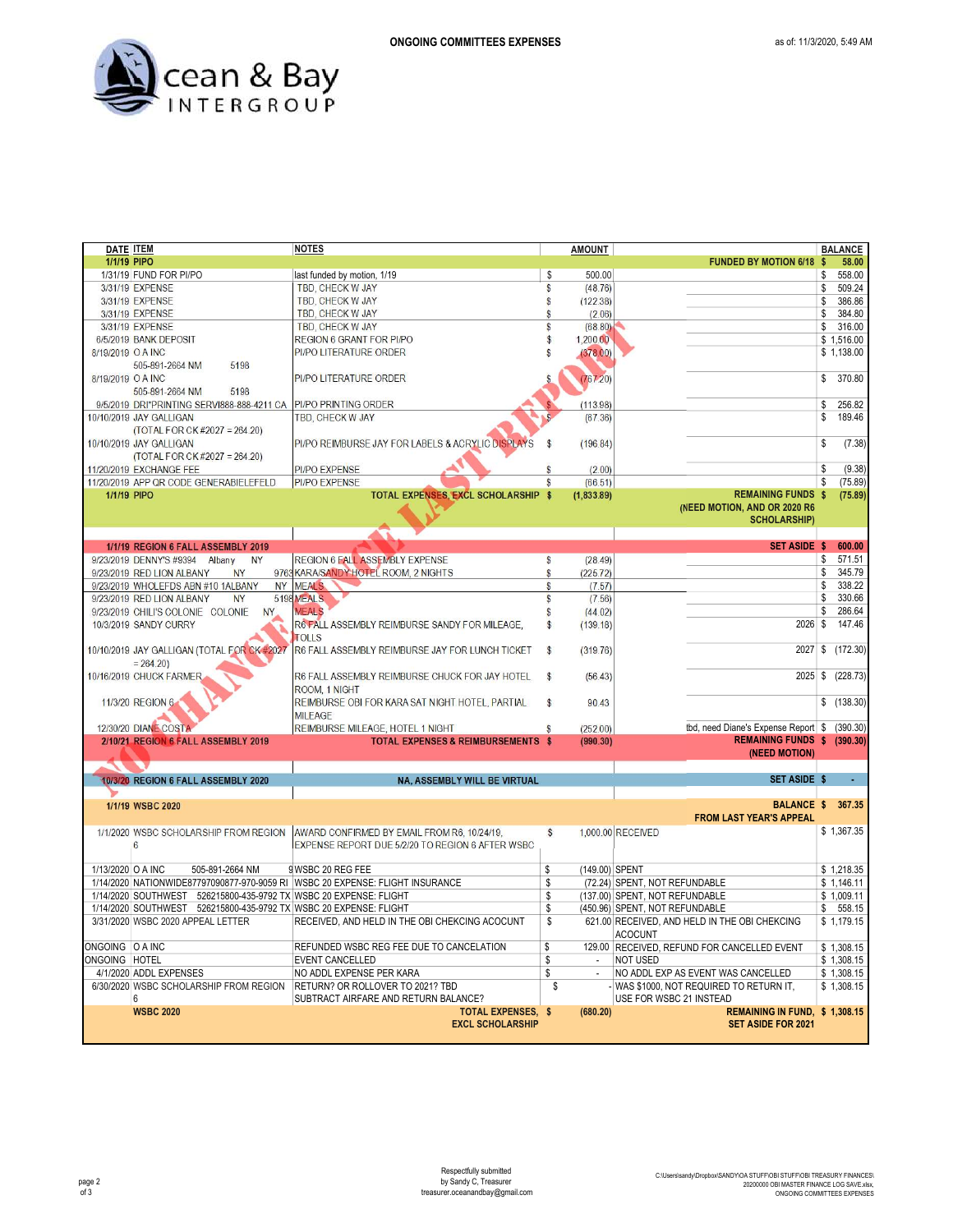# ONGOING COMMITTEES EXPENSES

as of: 11/3/2020, 5:49 AM

Ocean & Bay INTERGROUP

NO CHANGE SINCE LAST REPORT

| DATE | ITEM | NOTES | AMOUNT | | BALANCE |
|---|---|---|---|---|---|
| **1/1/19** | **PIPO** | | | **FUNDED BY MOTION 6/18** | **$ 58.00** |
| 1/31/19 | FUND FOR PI/PO | last funded by motion, 1/19 | $ 500.00 | | $ 558.00 |
| 3/31/19 | EXPENSE | TBD, CHECK W JAY | $ (48.76) | | $ 509.24 |
| 3/31/19 | EXPENSE | TBD, CHECK W JAY | $ (122.38) | | $ 386.86 |
| 3/31/19 | EXPENSE | TBD, CHECK W JAY | $ (2.06) | | $ 384.80 |
| 3/31/19 | EXPENSE | TBD, CHECK W JAY | $ (68.80) | | $ 316.00 |
| 6/5/2019 | BANK DEPOSIT | REGION 6 GRANT FOR PI/PO | $ 1,200.00 | | $ 1,516.00 |
| 8/19/2019 | O A INC 505-891-2664 NM 5198 | PI/PO LITERATURE ORDER | $ (378.00) | | $ 1,138.00 |
| 8/19/2019 | O A INC 505-891-2664 NM 5198 | PI/PO LITERATURE ORDER | $ (767.20) | | $ 370.80 |
| 9/5/2019 | DRI*PRINTING SERVI888-888-4211 CA | PI/PO PRINTING ORDER | $ (113.98) | | $ 256.82 |
| 10/10/2019 | JAY GALLIGAN (TOTAL FOR CK #2027 = 284.20) | TBD, CHECK W JAY | $ (67.36) | | $ 189.46 |
| 10/10/2019 | JAY GALLIGAN (TOTAL FOR CK #2027 = 284.20) | PI/PO REIMBURSE JAY FOR LABELS & ACRYLIC DISPLAYS | $ (196.84) | | $ (7.38) |
| 11/20/2019 | EXCHANGE FEE | PI/PO EXPENSE | $ (2.00) | | $ (9.38) |
| 11/20/2019 | APP QR CODE GENERABIELEFELD | PI/PO EXPENSE | $ (66.51) | | $ (75.89) |
| **1/1/19** | **PIPO** | **TOTAL EXPENSES, EXCL SCHOLARSHIP** | **$ (1,833.89)** | **REMAINING FUNDS (NEED MOTION, AND OR 2020 R6 SCHOLARSHIP)** | **$ (75.89)** |
| | | | | | |
| **1/1/19** | **REGION 6 FALL ASSEMBLY 2019** | | | **SET ASIDE** | **$ 600.00** |
| 9/23/2019 | DENNY'S #9394 Albany NY | REGION 6 FALL ASSEMBLY EXPENSE | $ (28.49) | | $ 571.51 |
| 9/23/2019 | RED LION ALBANY NY 9763 | KARA/SANDY HOTEL ROOM, 2 NIGHTS | $ (225.72) | | $ 345.79 |
| 9/23/2019 | WHOLEFDS ABN #10 1ALBANY NY | MEALS | $ (7.57) | | $ 338.22 |
| 9/23/2019 | RED LION ALBANY NY 5198 | MEALS | $ (7.56) | | $ 330.66 |
| 9/23/2019 | CHILI'S COLONIE COLONIE NY | MEALS | $ (44.02) | | $ 286.64 |
| 10/3/2019 | SANDY CURRY | R6 FALL ASSEMBLY REIMBURSE SANDY FOR MILEAGE, TOLLS | $ (139.18) | 2026 | $ 147.46 |
| 10/10/2019 | JAY GALLIGAN (TOTAL FOR CK #2027 = 284.20) | R6 FALL ASSEMBLY REIMBURSE JAY FOR LUNCH TICKET | $ (319.76) | 2027 | $ (172.30) |
| 10/16/2019 | CHUCK FARMER | R6 FALL ASSEMBLY REIMBURSE CHUCK FOR JAY HOTEL ROOM, 1 NIGHT | $ (56.43) | 2025 | $ (228.73) |
| 11/3/20 | REGION 6 | REIMBURSE OBI FOR KARA SAT NIGHT HOTEL, PARTIAL MILEAGE | 90.43 | | $ (138.30) |
| 12/30/20 | DIANE COSTA | REIMBURSE MILEAGE, HOTEL 1 NIGHT | $ (252.00) | tbd, need Diane's Expense Report | $ (390.30) |
| **2/10/21** | **REGION 6 FALL ASSEMBLY 2019** | **TOTAL EXPENSES & REIMBURSEMENTS** | **$ (990.30)** | **REMAINING FUNDS (NEED MOTION)** | **$ (390.30)** |
| | | | | | |
| **10/3/20** | **REGION 6 FALL ASSEMBLY 2020** | **NA, ASSEMBLY WILL BE VIRTUAL** | | **SET ASIDE** | **$ -** |
| **1/1/19** | **WSBC 2020** | | | **BALANCE FROM LAST YEAR'S APPEAL** | **$ 367.35** |
| 1/1/2020 | WSBC SCHOLARSHIP FROM REGION 6 | AWARD CONFIRMED BY EMAIL FROM R6, 10/24/19, EXPENSE REPORT DUE 5/2/20 TO REGION 6 AFTER WSBC | $ 1,000.00 | RECEIVED | $ 1,367.35 |
| 1/13/2020 | O A INC 505-891-2664 NM 9 | WSBC 20 REG FEE | $ (149.00) | SPENT | $ 1,218.35 |
| 1/14/2020 | NATIONWIDE87797090877-970-9059 RI | WSBC 20 EXPENSE: FLIGHT INSURANCE | $ (72.24) | SPENT, NOT REFUNDABLE | $ 1,146.11 |
| 1/14/2020 | SOUTHWEST 526215800-435-9792 TX | WSBC 20 EXPENSE: FLIGHT | $ (137.00) | SPENT, NOT REFUNDABLE | $ 1,009.11 |
| 1/14/2020 | SOUTHWEST 526215800-435-9792 TX | WSBC 20 EXPENSE: FLIGHT | $ (450.96) | SPENT, NOT REFUNDABLE | $ 558.15 |
| 3/31/2020 | WSBC 2020 APPEAL LETTER | RECEIVED, AND HELD IN THE OBI CHECKING ACOCUNT | $ 621.00 | RECEIVED, AND HELD IN THE OBI CHECKING ACOCUNT | $ 1,179.15 |
| ONGOING | O A INC | REFUNDED WSBC REG FEE DUE TO CANCELATION | $ 129.00 | RECEIVED, REFUND FOR CANCELLED EVENT | $ 1,308.15 |
| ONGOING | HOTEL | EVENT CANCELLED | $ - | NOT USED | $ 1,308.15 |
| 4/1/2020 | ADDL EXPENSES | NO ADDL EXPENSE PER KARA | $ - | NO ADDL EXP AS EVENT WAS CANCELLED | $ 1,308.15 |
| 6/30/2020 | WSBC SCHOLARSHIP FROM REGION 6 | RETURN? OR ROLLOVER TO 2021? TBD SUBTRACT AIRFARE AND RETURN BALANCE? | $ - | WAS $1000, NOT REQUIRED TO RETURN IT, USE FOR WSBC 21 INSTEAD | $ 1,308.15 |
| | **WSBC 2020** | **TOTAL EXPENSES, EXCL SCHOLARSHIP** | **$ (680.20)** | **REMAINING IN FUND, SET ASIDE FOR 2021** | **$ 1,308.15** |

Respectfully submitted
by Sandy C, Treasurer
treasurer.oceanandbay@gmail.com

C:\Users\sandy\Dropbox\SANDY\OA STUFF\OBI STUFF\OBI TREASURY FINANCES\20200000 OBI MASTER FINANCE LOG SAVE.xlsx, ONGOING COMMITTEES EXPENSES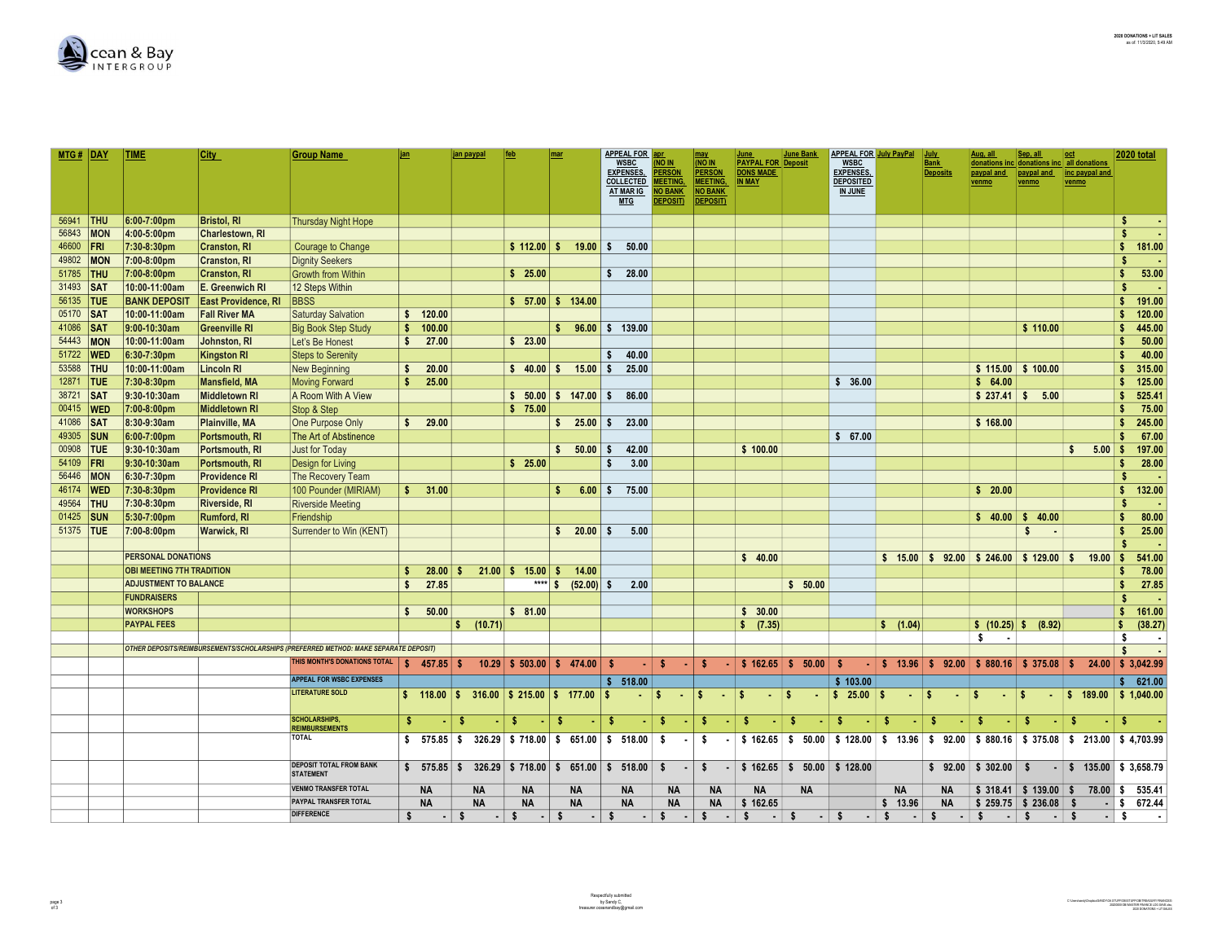# Ocean & Bay Intergroup

**2020 DONATIONS + LIT SALES**
as of: 11/3/2020, 5:48 AM

| MTG # | DAY | TIME | City | Group Name | jan | jan paypal | feb | mar | APPEAL FOR WSBC EXPENSES, COLLECTED AT MAR IG MTG | apr (NO IN PERSON MEETING, NO BANK DEPOSIT) | may (NO IN PERSON MEETING, NO BANK DEPOSIT) | June PAYPAL FOR DONS MADE IN MAY | June Bank Deposit | APPEAL FOR WSBC EXPENSES, DEPOSITED IN JUNE | July PayPal | July Bank Deposits | Aug. all donations inc paypal and venmo | Sep. all donations inc paypal and venmo | oct all donations inc paypal and venmo | 2020 total |
|---|---|---|---|---|---|---|---|---|---|---|---|---|---|---|---|---|---|---|---|---|
| 56941 | THU | 6:00-7:00pm | Bristol, RI | Thursday Night Hope | | | | | | | | | | | | | | | | $ - |
| 56843 | MON | 4:00-5:00pm | Charlestown, RI | | | | | | | | | | | | | | | | | $ - |
| 46600 | FRI | 7:30-8:30pm | Cranston, RI | Courage to Change | | | $ 112.00 | $ 19.00 | $ 50.00 | | | | | | | | | | | $ 181.00 |
| 49802 | MON | 7:00-8:00pm | Cranston, RI | Dignity Seekers | | | | | | | | | | | | | | | | $ - |
| 51785 | THU | 7:00-8:00pm | Cranston, RI | Growth from Within | | | $ 25.00 | | $ 28.00 | | | | | | | | | | | $ 53.00 |
| 31493 | SAT | 10:00-11:00am | E. Greenwich RI | 12 Steps Within | | | | | | | | | | | | | | | | $ - |
| 56135 | TUE | BANK DEPOSIT | East Providence, RI | BBSS | | | $ 57.00 | $ 134.00 | | | | | | | | | | | | $ 191.00 |
| 05170 | SAT | 10:00-11:00am | Fall River MA | Saturday Salvation | $ 120.00 | | | | | | | | | | | | | | | $ 120.00 |
| 41086 | SAT | 9:00-10:30am | Greenville RI | Big Book Step Study | $ 100.00 | | | $ 96.00 | $ 139.00 | | | | | | | | | $ 110.00 | | $ 445.00 |
| 54443 | MON | 10:00-11:00am | Johnston, RI | Let's Be Honest | $ 27.00 | | $ 23.00 | | | | | | | | | | | | | $ 50.00 |
| 51722 | WED | 6:30-7:30pm | Kingston RI | Steps to Serenity | | | | | $ 40.00 | | | | | | | | | | | $ 40.00 |
| 53588 | THU | 10:00-11:00am | Lincoln RI | New Beginning | $ 20.00 | | $ 40.00 | $ 15.00 | $ 25.00 | | | | | | | | $ 115.00 | $ 100.00 | | $ 315.00 |
| 12871 | TUE | 7:30-8:30pm | Mansfield, MA | Moving Forward | $ 25.00 | | | | | | | | | $ 36.00 | | | $ 64.00 | | | $ 125.00 |
| 38721 | SAT | 9:30-10:30am | Middletown RI | A Room With A View | | | $ 50.00 | $ 147.00 | $ 86.00 | | | | | | | | $ 237.41 | $ 5.00 | | $ 525.41 |
| 00415 | WED | 7:00-8:00pm | Middletown RI | Stop & Step | | | $ 75.00 | | | | | | | | | | | | | $ 75.00 |
| 41086 | SAT | 8:30-9:30am | Plainville, MA | One Purpose Only | $ 29.00 | | | $ 25.00 | $ 23.00 | | | | | | | | $ 168.00 | | | $ 245.00 |
| 49305 | SUN | 6:00-7:00pm | Portsmouth, RI | The Art of Abstinence | | | | | | | | | | $ 67.00 | | | | | | $ 67.00 |
| 00908 | TUE | 9:30-10:30am | Portsmouth, RI | Just for Today | | | | $ 50.00 | $ 42.00 | | | $ 100.00 | | | | | | | $ 5.00 | $ 197.00 |
| 54109 | FRI | 9:30-10:30am | Portsmouth, RI | Design for Living | | | $ 25.00 | | $ 3.00 | | | | | | | | | | | $ 28.00 |
| 56446 | MON | 6:30-7:30pm | Providence RI | The Recovery Team | | | | | | | | | | | | | | | | $ - |
| 46174 | WED | 7:30-8:30pm | Providence RI | 100 Pounder (MIRIAM) | $ 31.00 | | | $ 6.00 | $ 75.00 | | | | | | | | $ 20.00 | | | $ 132.00 |
| 49564 | THU | 7:30-8:30pm | Riverside, RI | Riverside Meeting | | | | | | | | | | | | | | | | $ - |
| 01425 | SUN | 5:30-7:00pm | Rumford, RI | Friendship | | | | | | | | | | | | | $ 40.00 | $ 40.00 | | $ 80.00 |
| 51375 | TUE | 7:00-8:00pm | Warwick, RI | Surrender to Win (KENT) | | | | $ 20.00 | $ 5.00 | | | | | | | | | $ - | | $ 25.00 |
| | | | | | | | | | | | | | | | | | | | | $ - |
| | | PERSONAL DONATIONS | | | | | | | | | | $ 40.00 | | | $ 15.00 | $ 92.00 | $ 246.00 | $ 129.00 | $ 19.00 | $ 541.00 |
| | | OBI MEETING 7TH TRADITION | | | $ 28.00 | $ 21.00 | $ 15.00 | $ 14.00 | | | | | | | | | | | | $ 78.00 |
| | | ADJUSTMENT TO BALANCE | | | $ 27.85 | | **** | $ (52.00) | $ 2.00 | | | | $ 50.00 | | | | | | | $ 27.85 |
| | | FUNDRAISERS | | | | | | | | | | | | | | | | | | $ - |
| | | WORKSHOPS | | | $ 50.00 | | $ 81.00 | | | | | $ 30.00 | | | | | | | | $ 161.00 |
| | | PAYPAL FEES | | | | $ (10.71) | | | | | | $ (7.35) | | | $ (1.04) | | $ (10.25) | $ (8.92) | | $ (38.27) |
| | | | | | | | | | | | | | | | | | $ - | | | $ - |
| | | OTHER DEPOSITS/REIMBURSEMENTS/SCHOLARSHIPS (PREFERRED METHOD: MAKE SEPARATE DEPOSIT) | | | | | | | | | | | | | | | | | | $ - |
| | | | | THIS MONTH'S DONATIONS TOTAL | $ 457.85 | $ 10.29 | $ 503.00 | $ 474.00 | $ - | $ - | $ - | $ 162.65 | $ 50.00 | $ - | $ 13.96 | $ 92.00 | $ 880.16 | $ 375.08 | $ 24.00 | $ 3,042.99 |
| | | | | APPEAL FOR WSBC EXPENSES | | | | | $ 518.00 | | | | | $ 103.00 | | | | | | $ 621.00 |
| | | | | LITERATURE SOLD | $ 118.00 | $ 316.00 | $ 215.00 | $ 177.00 | $ - | $ - | $ - | $ - | $ - | $ 25.00 | $ - | $ - | $ - | $ - | $ 189.00 | $ 1,040.00 |
| | | | | SCHOLARSHIPS, REIMBURSEMENTS | $ - | $ - | $ - | $ - | $ - | $ - | $ - | $ - | $ - | $ - | $ - | $ - | $ - | $ - | $ - | $ - |
| | | | | TOTAL | $ 575.85 | $ 326.29 | $ 718.00 | $ 651.00 | $ 518.00 | $ - | $ - | $ 162.65 | $ 50.00 | $ 128.00 | $ 13.96 | $ 92.00 | $ 880.16 | $ 375.08 | $ 213.00 | $ 4,703.99 |
| | | | | DEPOSIT TOTAL FROM BANK STATEMENT | $ 575.85 | $ 326.29 | $ 718.00 | $ 651.00 | $ 518.00 | $ - | $ - | $ 162.65 | $ 50.00 | $ 128.00 | | $ 92.00 | $ 302.00 | $ - | $ 135.00 | $ 3,658.79 |
| | | | | VENMO TRANSFER TOTAL | NA | NA | NA | NA | NA | NA | NA | NA | NA | | NA | NA | $ 318.41 | $ 139.00 | $ 78.00 | $ 535.41 |
| | | | | PAYPAL TRANSFER TOTAL | NA | NA | NA | NA | NA | NA | NA | $ 162.65 | | | $ 13.96 | NA | $ 259.75 | $ 236.08 | $ - | $ 672.44 |
| | | | | DIFFERENCE | $ - | $ - | $ - | $ - | $ - | $ - | $ - | $ - | $ - | $ - | $ - | $ - | $ - | $ - | $ - | $ - |

Respectfully submitted
by Sandy C,
treasurer.oceanandbay@gmail.com